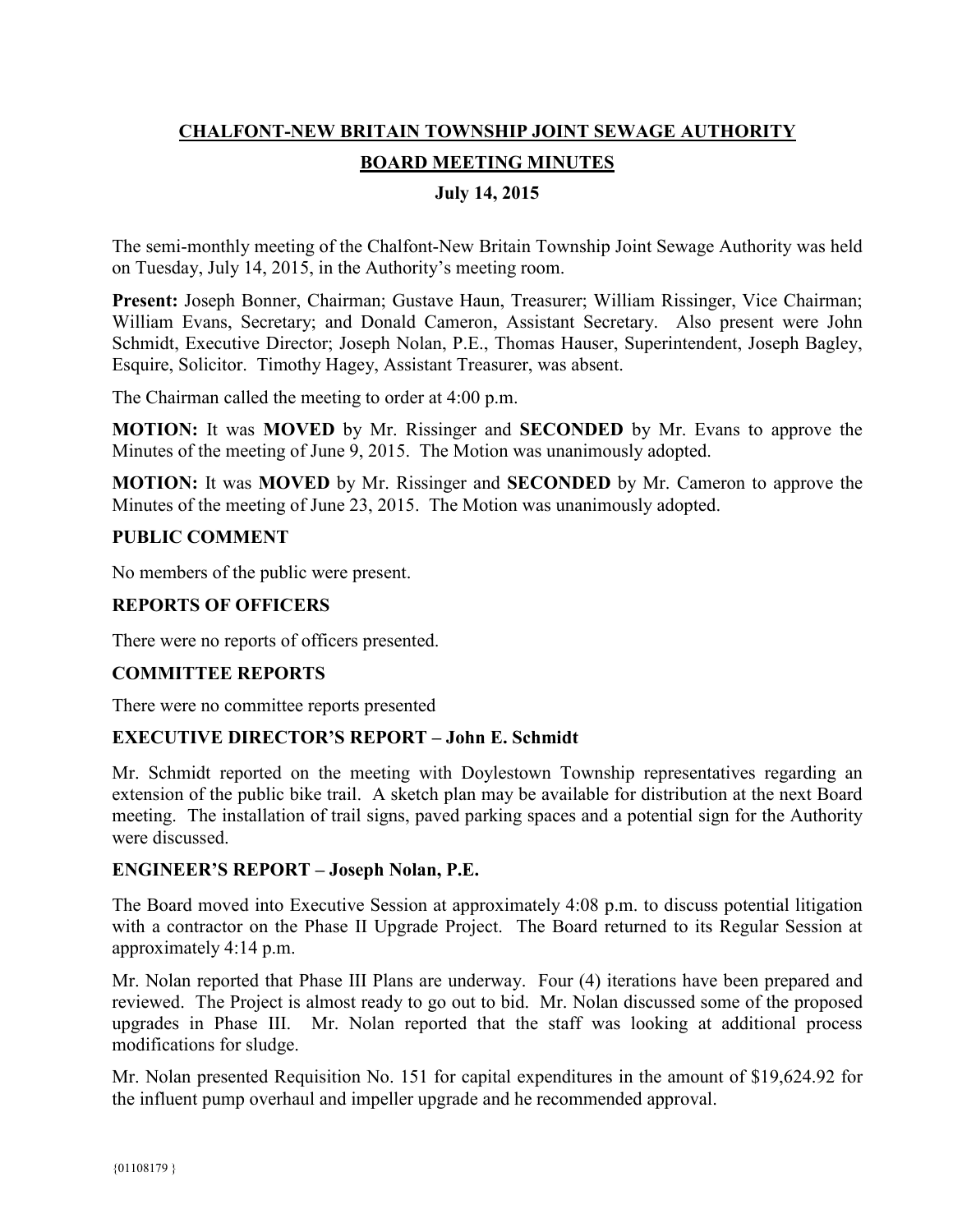# CHALFONT-NEW BRITAIN TOWNSHIP JOINT SEWAGE AUTHORITY

## BOARD MEETING MINUTES

### July 14, 2015

The semi-monthly meeting of the Chalfont-New Britain Township Joint Sewage Authority was held on Tuesday, July 14, 2015, in the Authority's meeting room.

**Present:** Joseph Bonner, Chairman; Gustave Haun, Treasurer; William Rissinger, Vice Chairman; William Evans, Secretary; and Donald Cameron, Assistant Secretary. Also present were John Schmidt, Executive Director; Joseph Nolan, P.E., Thomas Hauser, Superintendent, Joseph Bagley, Esquire, Solicitor. Timothy Hagey, Assistant Treasurer, was absent.

The Chairman called the meeting to order at 4:00 p.m.

**MOTION:** It was **MOVED** by Mr. Rissinger and **SECONDED** by Mr. Evans to approve the Minutes of the meeting of June 9, 2015. The Motion was unanimously adopted.

**MOTION:** It was **MOVED** by Mr. Rissinger and **SECONDED** by Mr. Cameron to approve the Minutes of the meeting of June 23, 2015. The Motion was unanimously adopted.

**PUBLIC COMMENT**

No members of the public were present.

**REPORTS OF OFFICERS**

There were no reports of officers presented.

**COMMITTEE REPORTS**

There were no committee reports presented

**EXECUTIVE DIRECTOR'S REPORT – John E. Schmidt**

Mr. Schmidt reported on the meeting with Doylestown Township representatives regarding an extension of the public bike trail. A sketch plan may be available for distribution at the next Board meeting. The installation of trail signs, paved parking spaces and a potential sign for the Authority were discussed.

**ENGINEER'S REPORT – Joseph Nolan, P.E.**

The Board moved into Executive Session at approximately 4:08 p.m. to discuss potential litigation with a contractor on the Phase II Upgrade Project. The Board returned to its Regular Session at approximately 4:14 p.m.

Mr. Nolan reported that Phase III Plans are underway. Four (4) iterations have been prepared and reviewed. The Project is almost ready to go out to bid. Mr. Nolan discussed some of the proposed upgrades in Phase III. Mr. Nolan reported that the staff was looking at additional process modifications for sludge.

Mr. Nolan presented Requisition No. 151 for capital expenditures in the amount of $19,624.92 for the influent pump overhaul and impeller upgrade and he recommended approval.

{01108179 }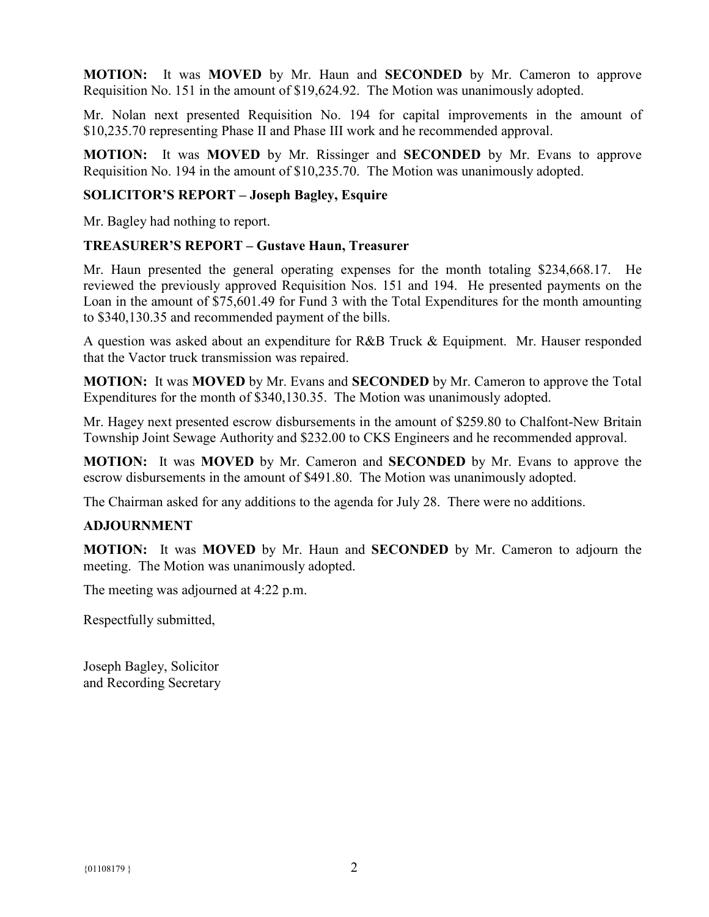**MOTION:** It was **MOVED** by Mr. Haun and **SECONDED** by Mr. Cameron to approve Requisition No. 151 in the amount of $19,624.92. The Motion was unanimously adopted.

Mr. Nolan next presented Requisition No. 194 for capital improvements in the amount of $10,235.70 representing Phase II and Phase III work and he recommended approval.

**MOTION:** It was **MOVED** by Mr. Rissinger and **SECONDED** by Mr. Evans to approve Requisition No. 194 in the amount of $10,235.70. The Motion was unanimously adopted.

**SOLICITOR'S REPORT – Joseph Bagley, Esquire**

Mr. Bagley had nothing to report.

**TREASURER'S REPORT – Gustave Haun, Treasurer**

Mr. Haun presented the general operating expenses for the month totaling $234,668.17. He reviewed the previously approved Requisition Nos. 151 and 194. He presented payments on the Loan in the amount of $75,601.49 for Fund 3 with the Total Expenditures for the month amounting to $340,130.35 and recommended payment of the bills.

A question was asked about an expenditure for R&B Truck & Equipment. Mr. Hauser responded that the Vactor truck transmission was repaired.

**MOTION:** It was **MOVED** by Mr. Evans and **SECONDED** by Mr. Cameron to approve the Total Expenditures for the month of $340,130.35. The Motion was unanimously adopted.

Mr. Hagey next presented escrow disbursements in the amount of $259.80 to Chalfont-New Britain Township Joint Sewage Authority and $232.00 to CKS Engineers and he recommended approval.

**MOTION:** It was **MOVED** by Mr. Cameron and **SECONDED** by Mr. Evans to approve the escrow disbursements in the amount of $491.80. The Motion was unanimously adopted.

The Chairman asked for any additions to the agenda for July 28. There were no additions.

**ADJOURNMENT**

**MOTION:** It was **MOVED** by Mr. Haun and **SECONDED** by Mr. Cameron to adjourn the meeting. The Motion was unanimously adopted.

The meeting was adjourned at 4:22 p.m.

Respectfully submitted,

Joseph Bagley, Solicitor
and Recording Secretary

{01108179 }